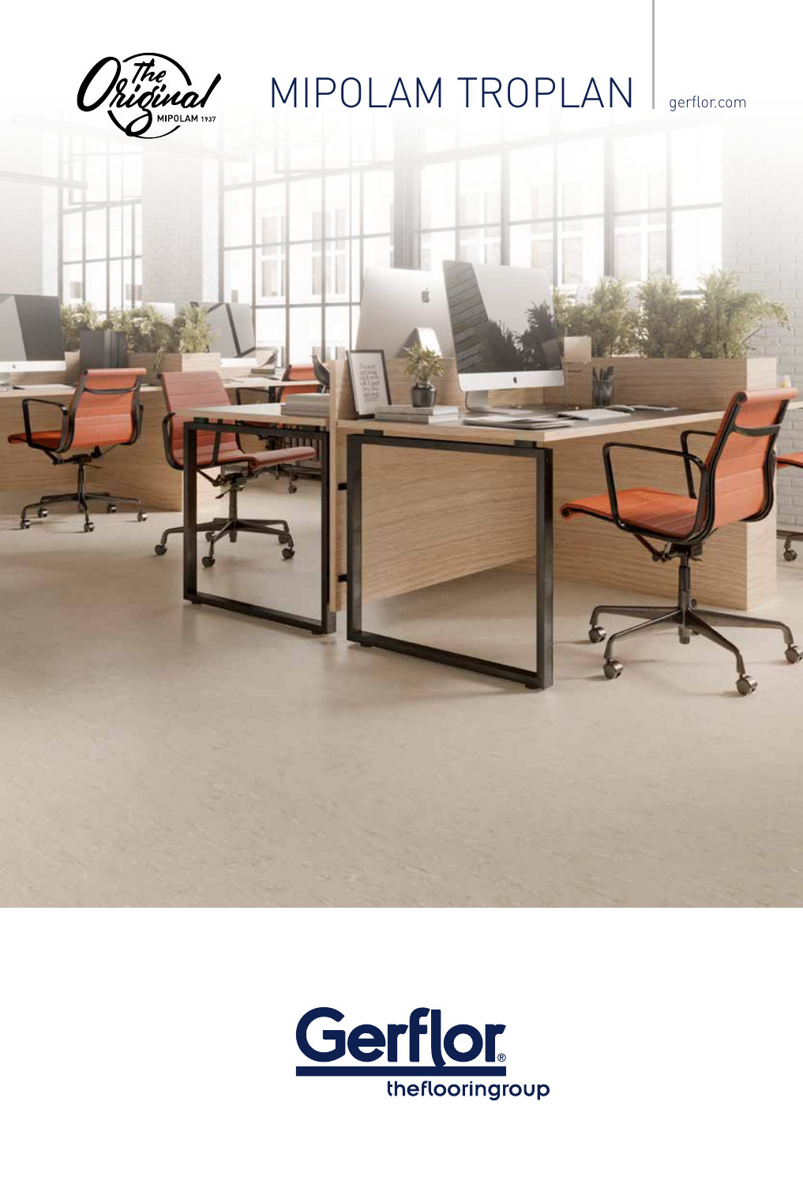The Original MIPOLAM 1937

# MIPOLAM TROPLAN

gerflor.com

Gerflor® theflooringroup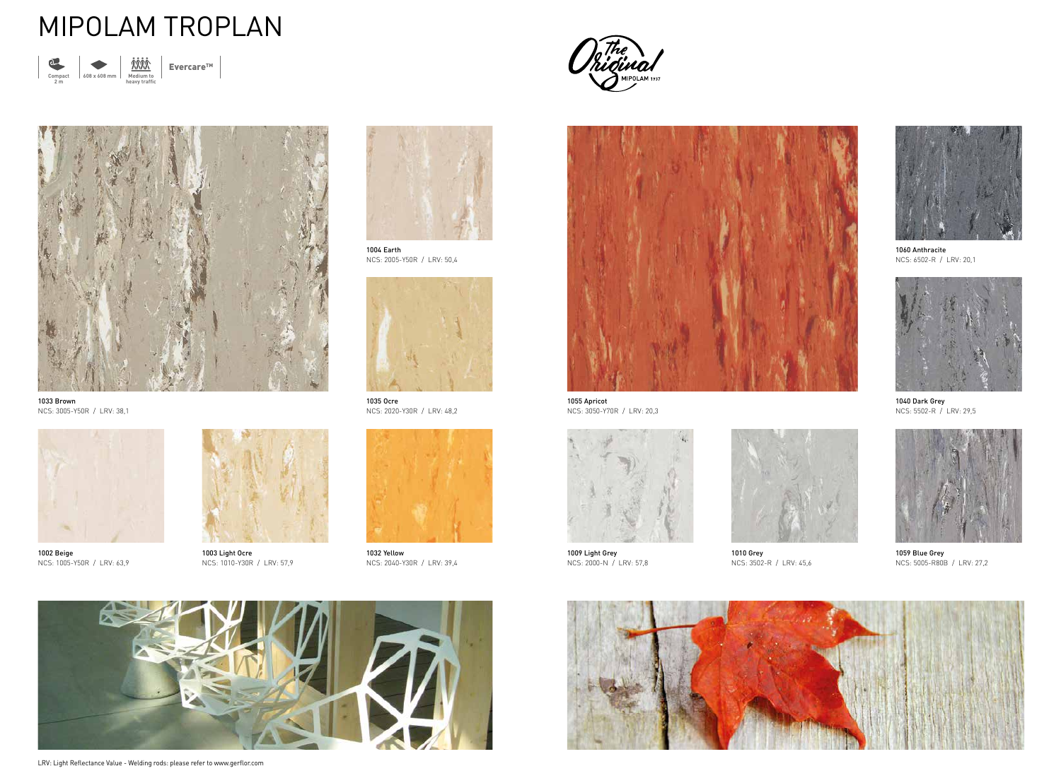# MIPOLAM TROPLAN

Compact 2 m | 608 x 608 mm | Medium to heavy traffic | Evercare™

The Original MIPOLAM 1937

1033 Brown
NCS: 3005-Y50R / LRV: 38,1

1004 Earth
NCS: 2005-Y50R / LRV: 50,4

1035 Ocre
NCS: 2020-Y30R / LRV: 48,2

1002 Beige
NCS: 1005-Y50R / LRV: 63,9

1003 Light Ocre
NCS: 1010-Y30R / LRV: 57,9

1032 Yellow
NCS: 2040-Y30R / LRV: 39,4

1055 Apricot
NCS: 3050-Y70R / LRV: 20,3

1060 Anthracite
NCS: 6502-R / LRV: 20,1

1040 Dark Grey
NCS: 5502-R / LRV: 29,5

1009 Light Grey
NCS: 2000-N / LRV: 57,8

1010 Grey
NCS: 3502-R / LRV: 45,6

1059 Blue Grey
NCS: 5005-R80B / LRV: 27,2

LRV: Light Reflectance Value - Welding rods: please refer to www.gerflor.com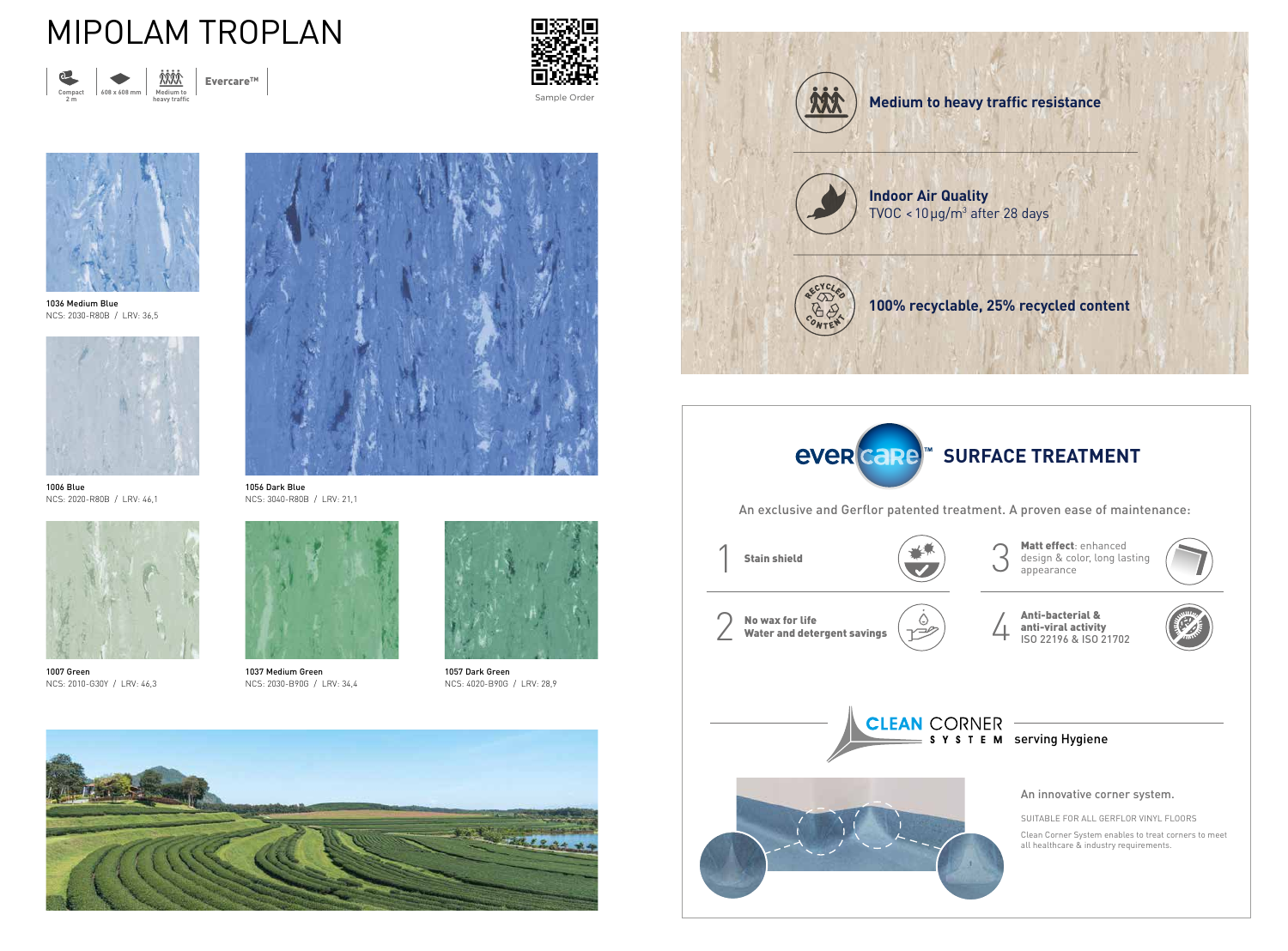# MIPOLAM TROPLAN

Compact 2 m | 608 x 608 mm | Medium to heavy traffic | Evercare™

Sample Order

1036 Medium Blue
NCS: 2030-R80B / LRV: 36,5

1006 Blue
NCS: 2020-R80B / LRV: 46,1

1056 Dark Blue
NCS: 3040-R80B / LRV: 21,1

1007 Green
NCS: 2010-G30Y / LRV: 46,3

1037 Medium Green
NCS: 2030-B90G / LRV: 34,4

1057 Dark Green
NCS: 4020-B90G / LRV: 28,9

**Medium to heavy traffic resistance**

**Indoor Air Quality**
TVOC < 10 µg/m³ after 28 days

**100% recyclable, 25% recycled content**

## evercare™ SURFACE TREATMENT

An exclusive and Gerflor patented treatment. A proven ease of maintenance:

1. **Stain shield**
2. **No wax for life**
   **Water and detergent savings**
3. **Matt effect**: enhanced design & color, long lasting appearance
4. **Anti-bacterial & anti-viral activity**
   ISO 22196 & ISO 21702

## CLEAN CORNER SYSTEM serving Hygiene

An innovative corner system.

SUITABLE FOR ALL GERFLOR VINYL FLOORS

Clean Corner System enables to treat corners to meet all healthcare & industry requirements.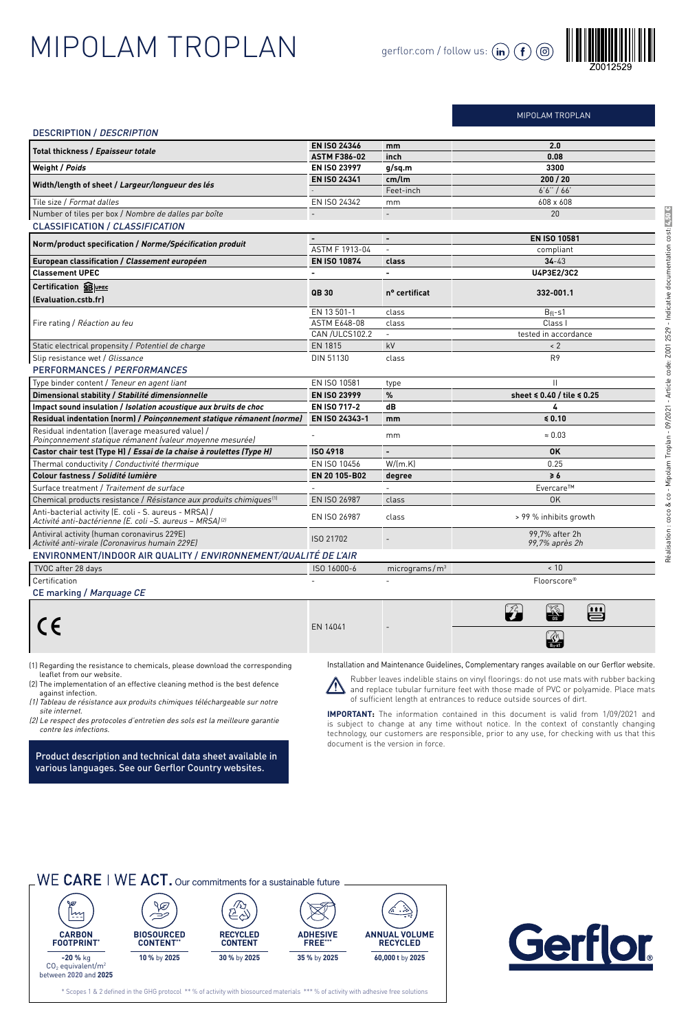# MIPOLAM TROPLAN

gerflor.com / follow us:

Z0012529

| | | | MIPOLAM TROPLAN |
|---|---|---|---|
| **DESCRIPTION / *DESCRIPTION*** | | | |
| **Total thickness / *Epaisseur totale*** | **EN ISO 24346** | **mm** | **2.0** |
| | **ASTM F386-02** | **inch** | **0.08** |
| **Weight / *Poids*** | **EN ISO 23997** | **g/sq.m** | **3300** |
| **Width/length of sheet / *Largeur/longueur des lés*** | **EN ISO 24341** | **cm/lm** | **200 / 20** |
| | - | Feet-inch | 6'6'' / 66' |
| Tile size / *Format dalles* | EN ISO 24342 | mm | 608 x 608 |
| Number of tiles per box / *Nombre de dalles par boîte* | - | - | 20 |
| **CLASSIFICATION / *CLASSIFICATION*** | | | |
| **Norm/product specification / *Norme/Spécification produit*** | **-** | **-** | **EN ISO 10581** |
| | ASTM F 1913-04 | - | compliant |
| **European classification / *Classement européen*** | **EN ISO 10874** | **class** | **34**-43 |
| **Classement UPEC** | **-** | **-** | **U4P3E2/3C2** |
| **Certification UPEC (Evaluation.cstb.fr)** | **QB 30** | **n° certificat** | **332-001.1** |
| Fire rating / *Réaction au feu* | EN 13 501-1 | class | $B_{fl}$-s1 |
| | ASTM E648-08 | class | Class I |
| | CAN /ULCS102.2 | - | tested in accordance |
| Static electrical propensity / *Potentiel de charge* | EN 1815 | kV | < 2 |
| Slip resistance wet / *Glissance* | DIN 51130 | class | R9 |
| **PERFORMANCES / *PERFORMANCES*** | | | |
| Type binder content / *Teneur en agent liant* | EN ISO 10581 | type | II |
| **Dimensional stability / *Stabilité dimensionnelle*** | **EN ISO 23999** | **%** | **sheet ≤ 0.40 / tile ≤ 0.25** |
| **Impact sound insulation / *Isolation acoustique aux bruits de choc*** | **EN ISO 717-2** | **dB** | **4** |
| **Residual indentation (norm) / *Poinçonnement statique rémanent (norme)*** | **EN ISO 24343-1** | **mm** | **≤ 0.10** |
| Residual indentation ((average measured value) / *Poinçonnement statique rémanent (valeur moyenne mesurée)* | - | mm | ≈ 0.03 |
| **Castor chair test (Type H) / *Essai de la chaise à roulettes (Type H)*** | **ISO 4918** | **-** | **OK** |
| Thermal conductivity / *Conductivité thermique* | EN ISO 10456 | W/(m.K) | 0.25 |
| **Colour fastness / *Solidité lumière*** | **EN 20 105-B02** | **degree** | **≥ 6** |
| Surface treatment / *Traitement de surface* | - | - | Evercare™ |
| Chemical products resistance / *Résistance aux produits chimiques*[1] | EN ISO 26987 | class | OK |
| Anti-bacterial activity (E. coli - S. aureus - MRSA) / *Activité anti-bactérienne (E. coli –S. aureus – MRSA)*[2] | EN ISO 26987 | class | > 99 % inhibits growth |
| Antiviral activity (human coronavirus 229E) *Activité anti-virale (Coronavirus humain 229E)* | ISO 21702 | - | 99,7% after 2h *99,7% après 2h* |
| **ENVIRONMENT/INDOOR AIR QUALITY / *ENVIRONNEMENT/QUALITÉ DE L'AIR*** | | | |
| TVOC after 28 days | ISO 16000-6 | micrograms/$m^3$ | < 10 |
| Certification | - | - | Floorscore® |
| **CE marking / *Marquage CE*** | | | |
| CE | EN 14041 | - | $B_{fl}$-s1 |

(1) Regarding the resistance to chemicals, please download the corresponding leaflet from our website.
(2) The implementation of an effective cleaning method is the best defence against infection.
*(1) Tableau de résistance aux produits chimiques téléchargeable sur notre site internet.*
*(2) Le respect des protocoles d'entretien des sols est la meilleure garantie contre les infections.*

Product description and technical data sheet available in various languages. See our Gerflor Country websites.

Installation and Maintenance Guidelines, Complementary ranges available on our Gerflor website.

Rubber leaves indelible stains on vinyl floorings: do not use mats with rubber backing and replace tubular furniture feet with those made of PVC or polyamide. Place mats of sufficient length at entrances to reduce outside sources of dirt.

**IMPORTANT:** The information contained in this document is valid from 1/09/2021 and is subject to change at any time without notice. In the context of constantly changing technology, our customers are responsible, prior to any use, for checking with us that this document is the version in force.

## WE CARE I WE ACT. Our commitments for a sustainable future

**CARBON FOOTPRINT*** — **-20 %** kg $CO_2$ equivalent/$m^2$ between **2020** and **2025**

**BIOSOURCED CONTENT**** — **10 %** by **2025**

**RECYCLED CONTENT** — **30 %** by **2025**

**ADHESIVE FREE***** — **35 %** by **2025**

**ANNUAL VOLUME RECYCLED** — **60,000 t** by **2025**

\* Scopes 1 & 2 defined in the GHG protocol \*\* % of activity with biosourced materials \*\*\* % of activity with adhesive free solutions

Gerflor

Réalisation : coco & co - Mipolam Troplan - 09/2021 - Article code: Z001 2529 - Indicative documentation cost: 4,50 €